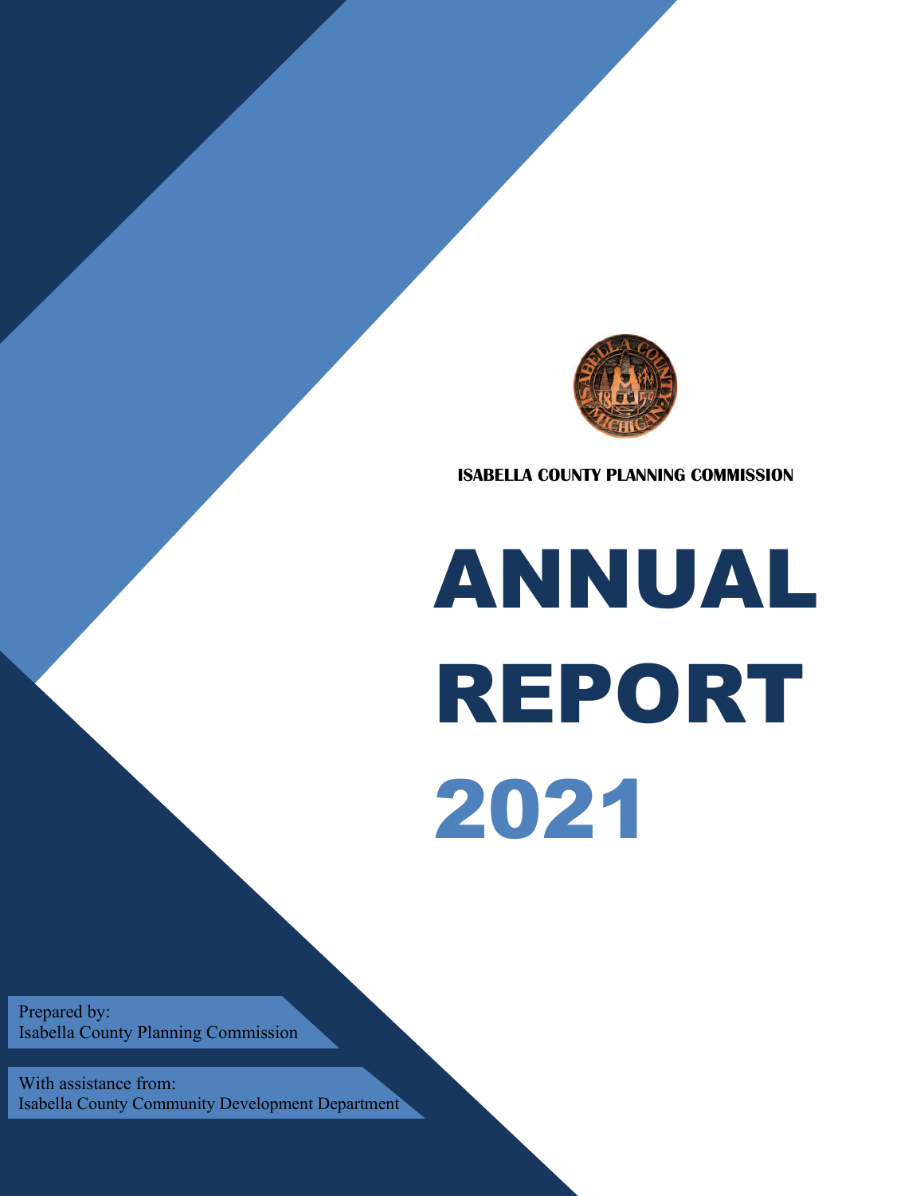**ISABELLA COUNTY PLANNING COMMISSION**

# ANNUAL REPORT 2021

Prepared by:
Isabella County Planning Commission

With assistance from:
Isabella County Community Development Department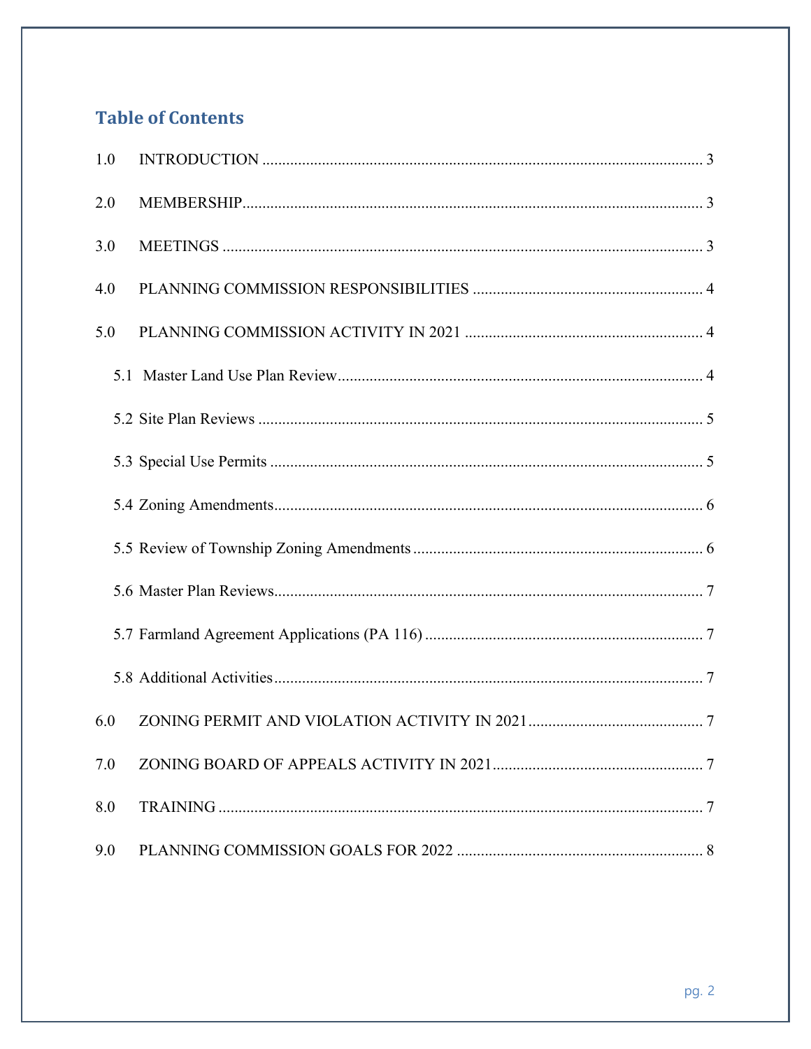## Table of Contents

1.0 INTRODUCTION ..... 3

2.0 MEMBERSHIP ..... 3

3.0 MEETINGS ..... 3

4.0 PLANNING COMMISSION RESPONSIBILITIES ..... 4

5.0 PLANNING COMMISSION ACTIVITY IN 2021 ..... 4

- 5.1 Master Land Use Plan Review ..... 4
- 5.2 Site Plan Reviews ..... 5
- 5.3 Special Use Permits ..... 5
- 5.4 Zoning Amendments ..... 6
- 5.5 Review of Township Zoning Amendments ..... 6
- 5.6 Master Plan Reviews ..... 7
- 5.7 Farmland Agreement Applications (PA 116) ..... 7
- 5.8 Additional Activities ..... 7

6.0 ZONING PERMIT AND VIOLATION ACTIVITY IN 2021 ..... 7

7.0 ZONING BOARD OF APPEALS ACTIVITY IN 2021 ..... 7

8.0 TRAINING ..... 7

9.0 PLANNING COMMISSION GOALS FOR 2022 ..... 8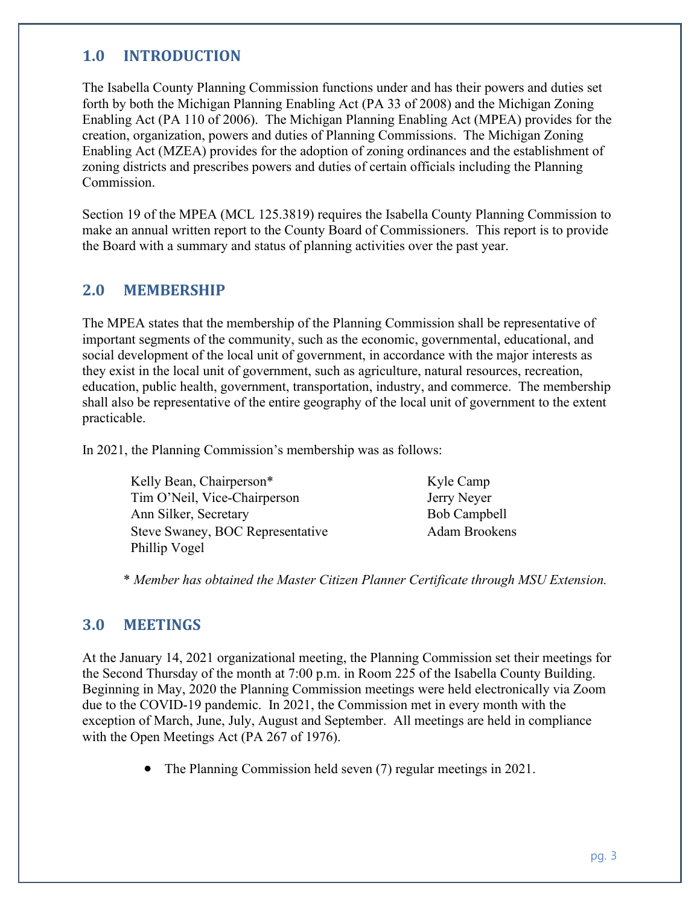## 1.0 INTRODUCTION

The Isabella County Planning Commission functions under and has their powers and duties set forth by both the Michigan Planning Enabling Act (PA 33 of 2008) and the Michigan Zoning Enabling Act (PA 110 of 2006). The Michigan Planning Enabling Act (MPEA) provides for the creation, organization, powers and duties of Planning Commissions. The Michigan Zoning Enabling Act (MZEA) provides for the adoption of zoning ordinances and the establishment of zoning districts and prescribes powers and duties of certain officials including the Planning Commission.

Section 19 of the MPEA (MCL 125.3819) requires the Isabella County Planning Commission to make an annual written report to the County Board of Commissioners. This report is to provide the Board with a summary and status of planning activities over the past year.

## 2.0 MEMBERSHIP

The MPEA states that the membership of the Planning Commission shall be representative of important segments of the community, such as the economic, governmental, educational, and social development of the local unit of government, in accordance with the major interests as they exist in the local unit of government, such as agriculture, natural resources, recreation, education, public health, government, transportation, industry, and commerce. The membership shall also be representative of the entire geography of the local unit of government to the extent practicable.

In 2021, the Planning Commission's membership was as follows:

- Kelly Bean, Chairperson*
- Tim O'Neil, Vice-Chairperson
- Ann Silker, Secretary
- Steve Swaney, BOC Representative
- Phillip Vogel
- Kyle Camp
- Jerry Neyer
- Bob Campbell
- Adam Brookens

\* *Member has obtained the Master Citizen Planner Certificate through MSU Extension.*

## 3.0 MEETINGS

At the January 14, 2021 organizational meeting, the Planning Commission set their meetings for the Second Thursday of the month at 7:00 p.m. in Room 225 of the Isabella County Building. Beginning in May, 2020 the Planning Commission meetings were held electronically via Zoom due to the COVID-19 pandemic. In 2021, the Commission met in every month with the exception of March, June, July, August and September. All meetings are held in compliance with the Open Meetings Act (PA 267 of 1976).

- The Planning Commission held seven (7) regular meetings in 2021.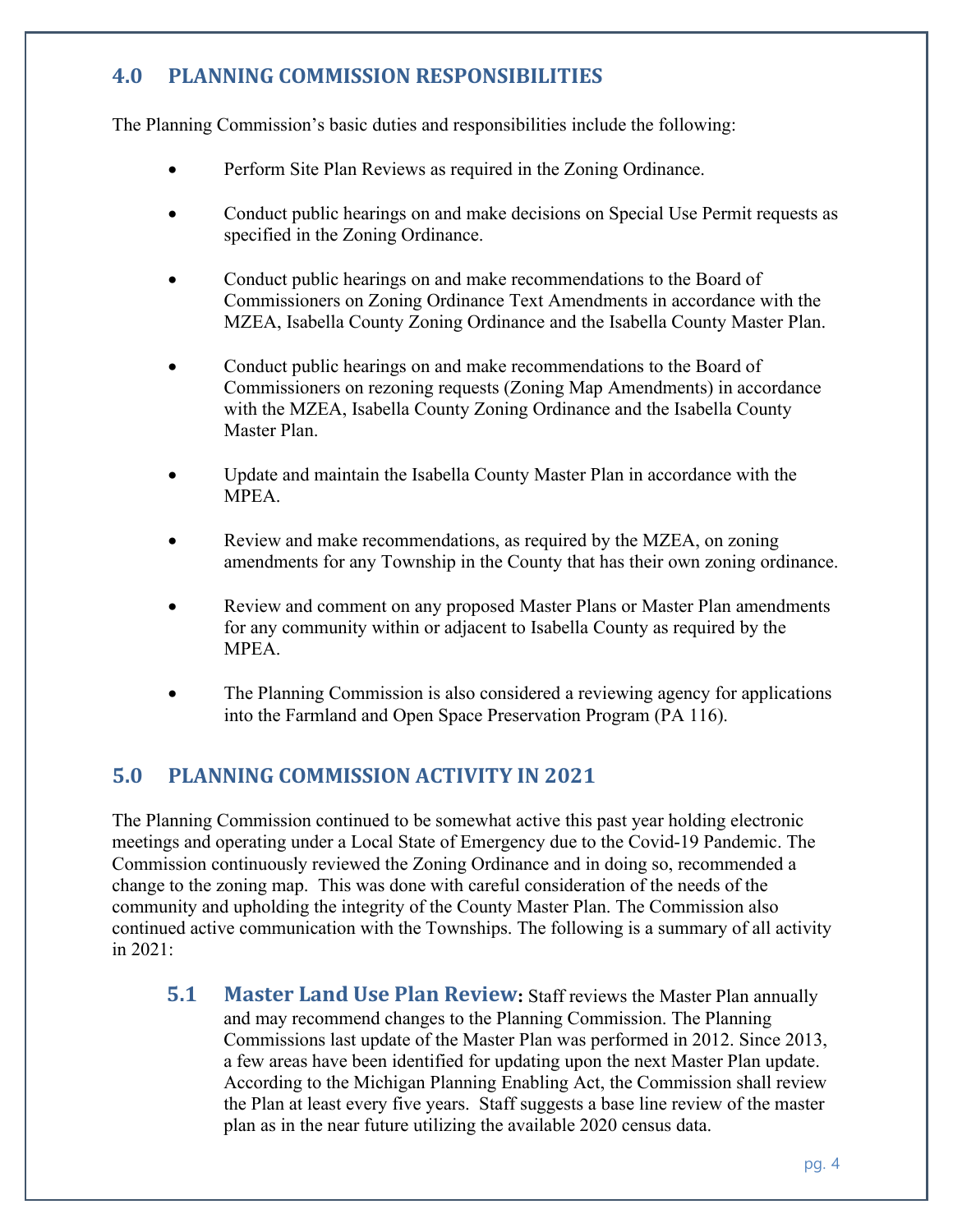## 4.0 PLANNING COMMISSION RESPONSIBILITIES

The Planning Commission's basic duties and responsibilities include the following:

- Perform Site Plan Reviews as required in the Zoning Ordinance.
- Conduct public hearings on and make decisions on Special Use Permit requests as specified in the Zoning Ordinance.
- Conduct public hearings on and make recommendations to the Board of Commissioners on Zoning Ordinance Text Amendments in accordance with the MZEA, Isabella County Zoning Ordinance and the Isabella County Master Plan.
- Conduct public hearings on and make recommendations to the Board of Commissioners on rezoning requests (Zoning Map Amendments) in accordance with the MZEA, Isabella County Zoning Ordinance and the Isabella County Master Plan.
- Update and maintain the Isabella County Master Plan in accordance with the MPEA.
- Review and make recommendations, as required by the MZEA, on zoning amendments for any Township in the County that has their own zoning ordinance.
- Review and comment on any proposed Master Plans or Master Plan amendments for any community within or adjacent to Isabella County as required by the MPEA.
- The Planning Commission is also considered a reviewing agency for applications into the Farmland and Open Space Preservation Program (PA 116).

## 5.0 PLANNING COMMISSION ACTIVITY IN 2021

The Planning Commission continued to be somewhat active this past year holding electronic meetings and operating under a Local State of Emergency due to the Covid-19 Pandemic. The Commission continuously reviewed the Zoning Ordinance and in doing so, recommended a change to the zoning map. This was done with careful consideration of the needs of the community and upholding the integrity of the County Master Plan. The Commission also continued active communication with the Townships. The following is a summary of all activity in 2021:

**5.1 Master Land Use Plan Review:** Staff reviews the Master Plan annually and may recommend changes to the Planning Commission. The Planning Commissions last update of the Master Plan was performed in 2012. Since 2013, a few areas have been identified for updating upon the next Master Plan update. According to the Michigan Planning Enabling Act, the Commission shall review the Plan at least every five years. Staff suggests a base line review of the master plan as in the near future utilizing the available 2020 census data.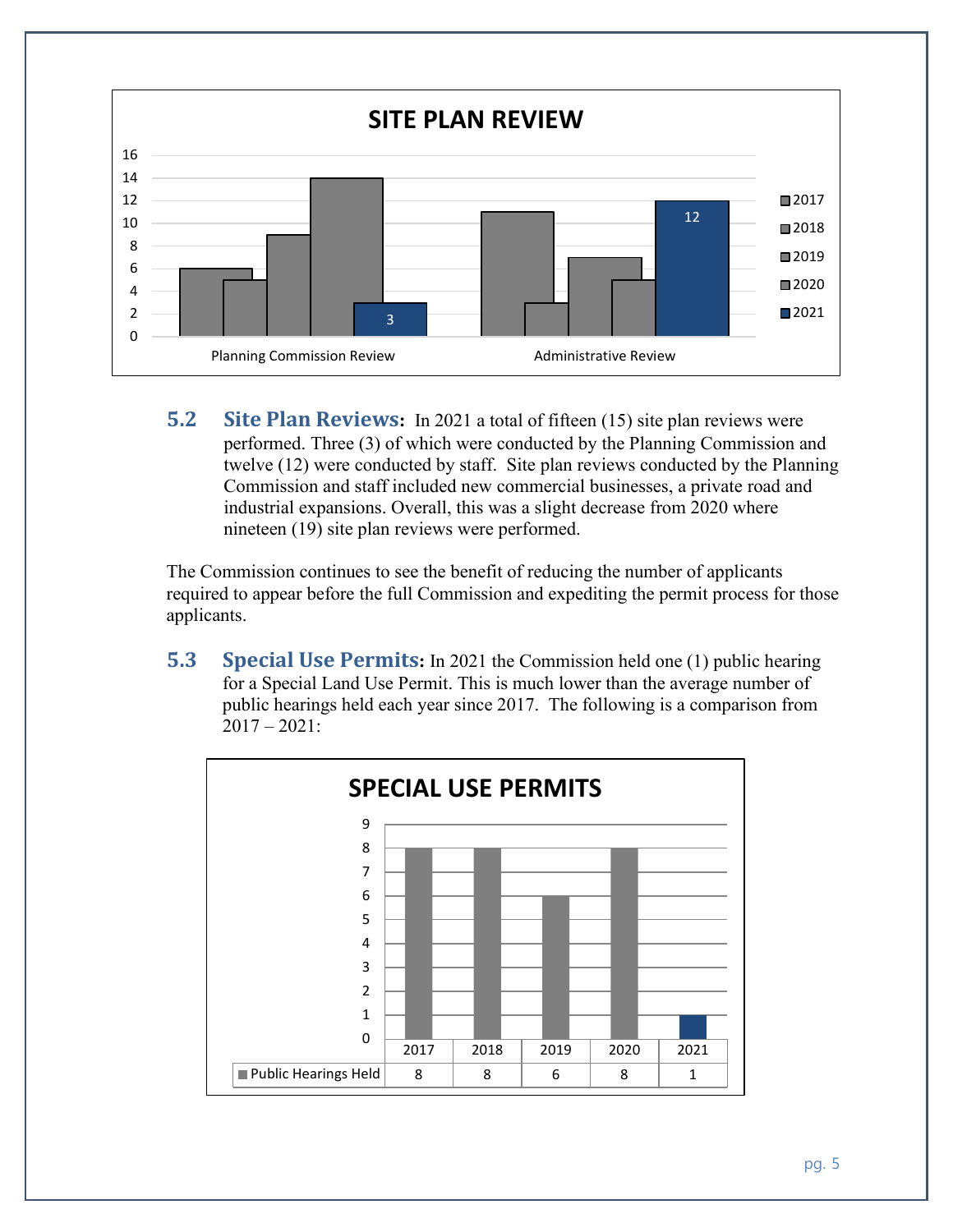**SITE PLAN REVIEW**

| | 2017 | 2018 | 2019 | 2020 | 2021 |
|---|---|---|---|---|---|
| Planning Commission Review | 6 | 5 | 9 | 14 | 3 |
| Administrative Review | 11 | 3 | 7 | 5 | 12 |

**5.2 Site Plan Reviews:** In 2021 a total of fifteen (15) site plan reviews were performed. Three (3) of which were conducted by the Planning Commission and twelve (12) were conducted by staff. Site plan reviews conducted by the Planning Commission and staff included new commercial businesses, a private road and industrial expansions. Overall, this was a slight decrease from 2020 where nineteen (19) site plan reviews were performed.

The Commission continues to see the benefit of reducing the number of applicants required to appear before the full Commission and expediting the permit process for those applicants.

**5.3 Special Use Permits:** In 2021 the Commission held one (1) public hearing for a Special Land Use Permit. This is much lower than the average number of public hearings held each year since 2017. The following is a comparison from 2017 – 2021:

**SPECIAL USE PERMITS**

| | 2017 | 2018 | 2019 | 2020 | 2021 |
|---|---|---|---|---|---|
| Public Hearings Held | 8 | 8 | 6 | 8 | 1 |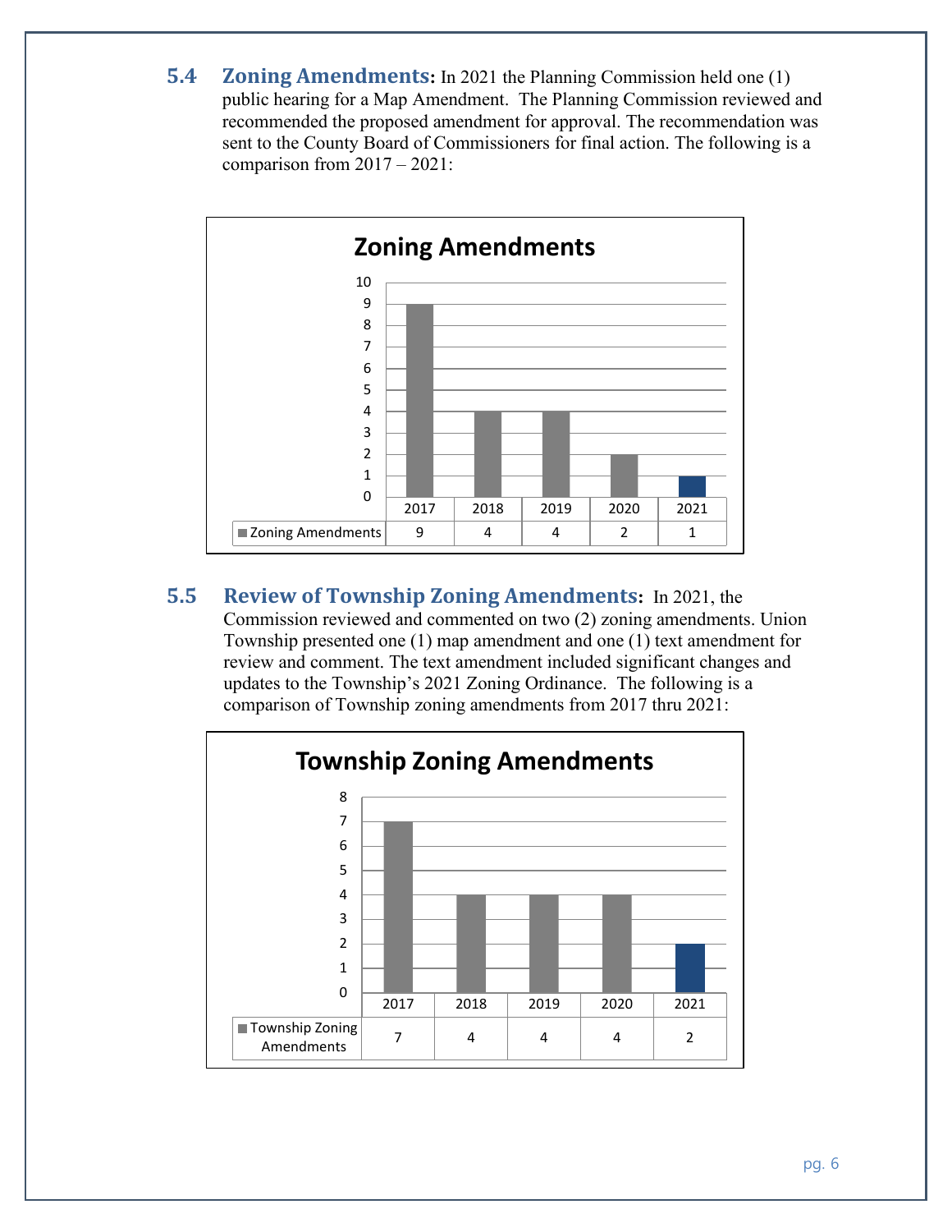## 5.4 Zoning Amendments

**5.4 Zoning Amendments:** In 2021 the Planning Commission held one (1) public hearing for a Map Amendment. The Planning Commission reviewed and recommended the proposed amendment for approval. The recommendation was sent to the County Board of Commissioners for final action. The following is a comparison from 2017 – 2021:

**Zoning Amendments**

| | 2017 | 2018 | 2019 | 2020 | 2021 |
|---|---|---|---|---|---|
| Zoning Amendments | 9 | 4 | 4 | 2 | 1 |

## 5.5 Review of Township Zoning Amendments

**5.5 Review of Township Zoning Amendments:** In 2021, the Commission reviewed and commented on two (2) zoning amendments. Union Township presented one (1) map amendment and one (1) text amendment for review and comment. The text amendment included significant changes and updates to the Township's 2021 Zoning Ordinance. The following is a comparison of Township zoning amendments from 2017 thru 2021:

**Township Zoning Amendments**

| | 2017 | 2018 | 2019 | 2020 | 2021 |
|---|---|---|---|---|---|
| Township Zoning Amendments | 7 | 4 | 4 | 4 | 2 |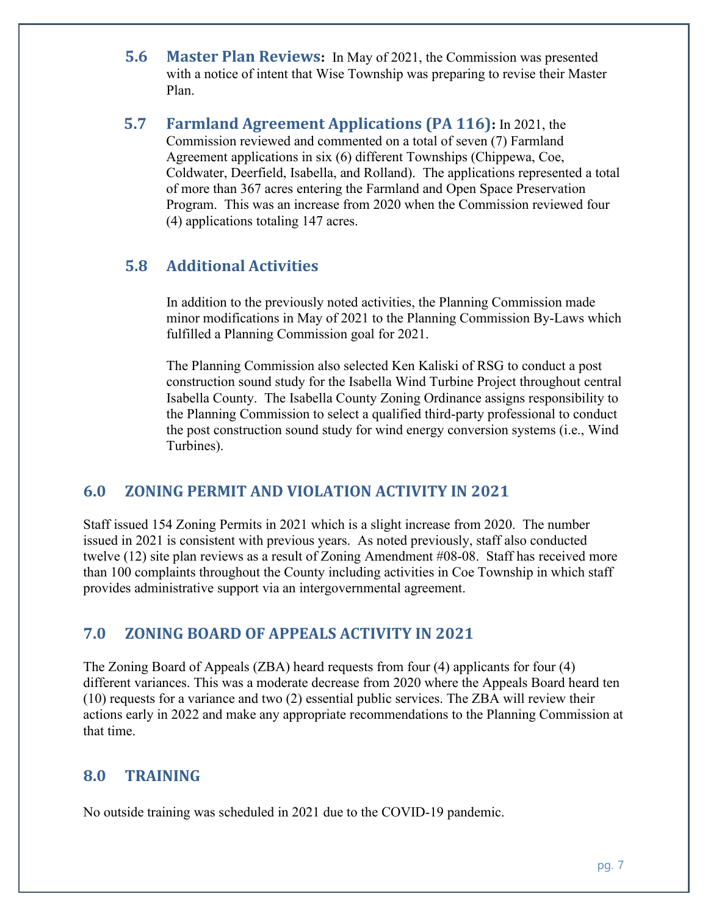### 5.6 Master Plan Reviews:

In May of 2021, the Commission was presented with a notice of intent that Wise Township was preparing to revise their Master Plan.

### 5.7 Farmland Agreement Applications (PA 116):

In 2021, the Commission reviewed and commented on a total of seven (7) Farmland Agreement applications in six (6) different Townships (Chippewa, Coe, Coldwater, Deerfield, Isabella, and Rolland). The applications represented a total of more than 367 acres entering the Farmland and Open Space Preservation Program. This was an increase from 2020 when the Commission reviewed four (4) applications totaling 147 acres.

### 5.8 Additional Activities

In addition to the previously noted activities, the Planning Commission made minor modifications in May of 2021 to the Planning Commission By-Laws which fulfilled a Planning Commission goal for 2021.

The Planning Commission also selected Ken Kaliski of RSG to conduct a post construction sound study for the Isabella Wind Turbine Project throughout central Isabella County. The Isabella County Zoning Ordinance assigns responsibility to the Planning Commission to select a qualified third-party professional to conduct the post construction sound study for wind energy conversion systems (i.e., Wind Turbines).

## 6.0 ZONING PERMIT AND VIOLATION ACTIVITY IN 2021

Staff issued 154 Zoning Permits in 2021 which is a slight increase from 2020. The number issued in 2021 is consistent with previous years. As noted previously, staff also conducted twelve (12) site plan reviews as a result of Zoning Amendment #08-08. Staff has received more than 100 complaints throughout the County including activities in Coe Township in which staff provides administrative support via an intergovernmental agreement.

## 7.0 ZONING BOARD OF APPEALS ACTIVITY IN 2021

The Zoning Board of Appeals (ZBA) heard requests from four (4) applicants for four (4) different variances. This was a moderate decrease from 2020 where the Appeals Board heard ten (10) requests for a variance and two (2) essential public services. The ZBA will review their actions early in 2022 and make any appropriate recommendations to the Planning Commission at that time.

## 8.0 TRAINING

No outside training was scheduled in 2021 due to the COVID-19 pandemic.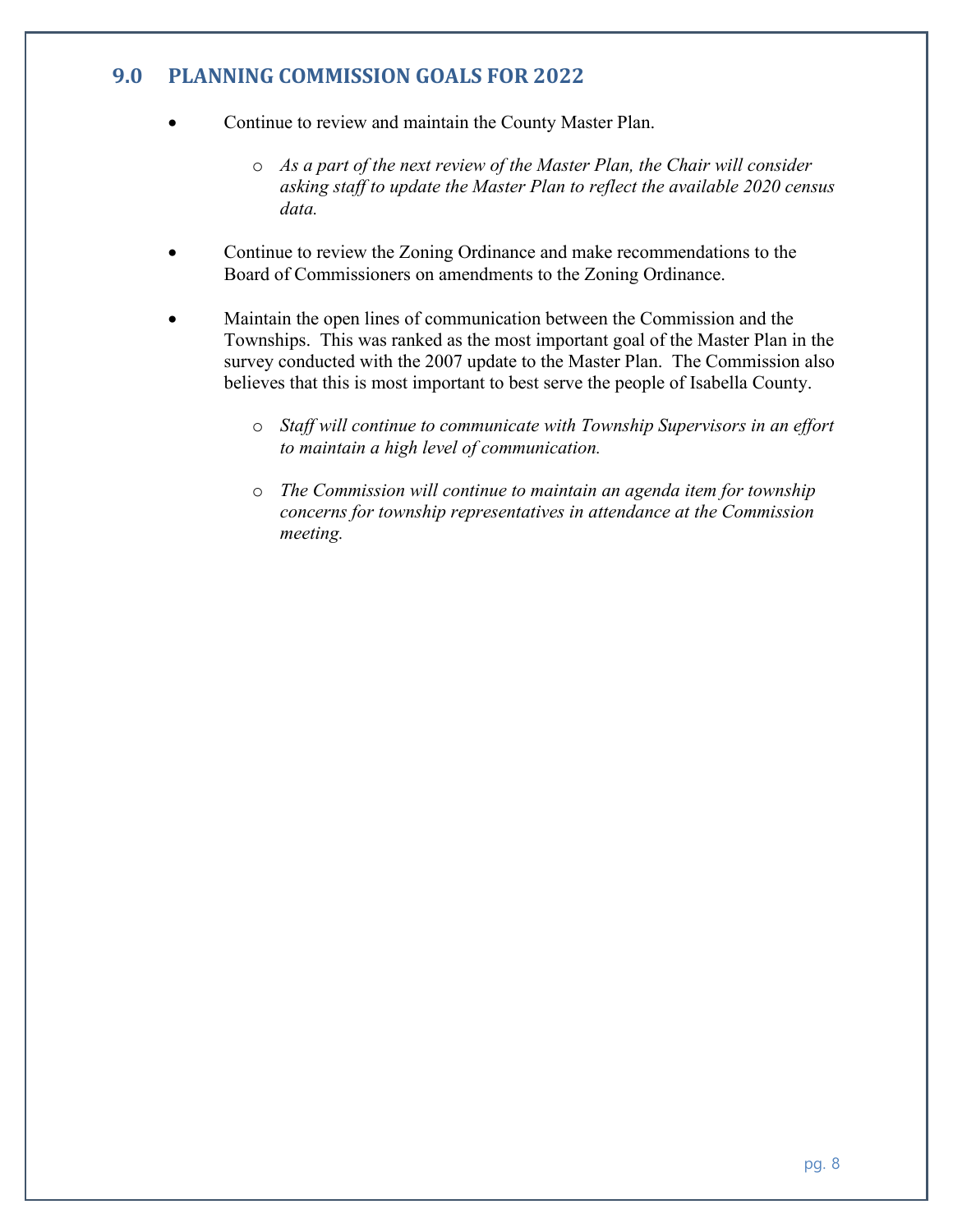## 9.0 PLANNING COMMISSION GOALS FOR 2022

- Continue to review and maintain the County Master Plan.
  - *As a part of the next review of the Master Plan, the Chair will consider asking staff to update the Master Plan to reflect the available 2020 census data.*

- Continue to review the Zoning Ordinance and make recommendations to the Board of Commissioners on amendments to the Zoning Ordinance.

- Maintain the open lines of communication between the Commission and the Townships. This was ranked as the most important goal of the Master Plan in the survey conducted with the 2007 update to the Master Plan. The Commission also believes that this is most important to best serve the people of Isabella County.
  - *Staff will continue to communicate with Township Supervisors in an effort to maintain a high level of communication.*
  - *The Commission will continue to maintain an agenda item for township concerns for township representatives in attendance at the Commission meeting.*